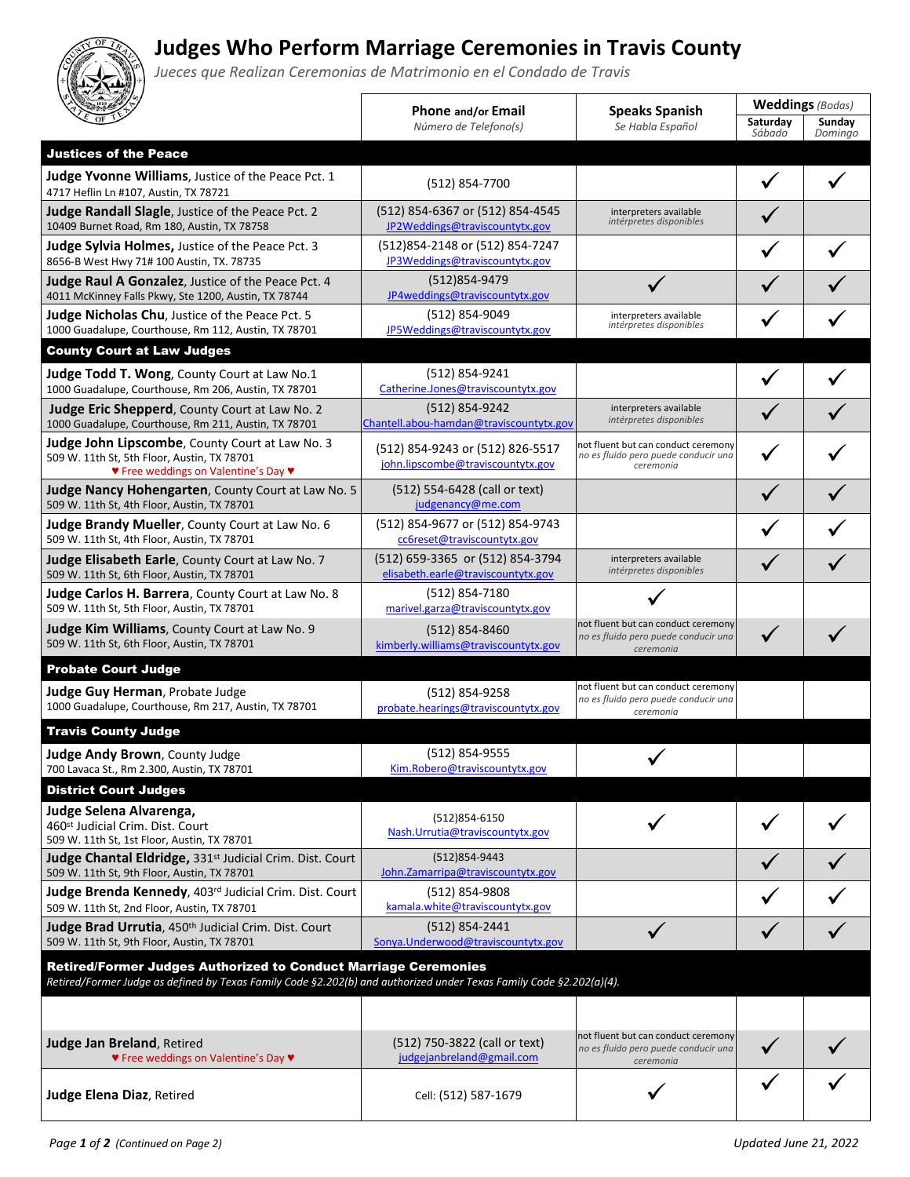# Judges Who Perform Marriage Ceremonies in Travis County

*Jueces que Realizan Ceremonias de Matrimonio en el Condado de Travis*

| | Phone and/or Email *Número de Telefono(s)* | Speaks Spanish *Se Habla Español* | Weddings *(Bodas)* | |
|---|---|---|---|---|
| | | | Saturday *Sábado* | Sunday *Domingo* |
| **Justices of the Peace** | | | | |
| **Judge Yvonne Williams**, Justice of the Peace Pct. 1<br>4717 Heflin Ln #107, Austin, TX 78721 | (512) 854-7700 | | ✓ | ✓ |
| **Judge Randall Slagle**, Justice of the Peace Pct. 2<br>10409 Burnet Road, Rm 180, Austin, TX 78758 | (512) 854-6367 or (512) 854-4545<br>JP2Weddings@traviscountytx.gov | interpreters available<br>*intérpretes disponibles* | ✓ | |
| **Judge Sylvia Holmes**, Justice of the Peace Pct. 3<br>8656-B West Hwy 71# 100 Austin, TX. 78735 | (512)854-2148 or (512) 854-7247<br>JP3Weddings@traviscountytx.gov | | ✓ | ✓ |
| **Judge Raul A Gonzalez**, Justice of the Peace Pct. 4<br>4011 McKinney Falls Pkwy, Ste 1200, Austin, TX 78744 | (512)854-9479<br>JP4weddings@traviscountytx.gov | ✓ | ✓ | ✓ |
| **Judge Nicholas Chu**, Justice of the Peace Pct. 5<br>1000 Guadalupe, Courthouse, Rm 112, Austin, TX 78701 | (512) 854-9049<br>JP5Weddings@traviscountytx.gov | interpreters available<br>*intérpretes disponibles* | ✓ | ✓ |
| **County Court at Law Judges** | | | | |
| **Judge Todd T. Wong**, County Court at Law No.1<br>1000 Guadalupe, Courthouse, Rm 206, Austin, TX 78701 | (512) 854-9241<br>Catherine.Jones@traviscountytx.gov | | ✓ | ✓ |
| **Judge Eric Shepperd**, County Court at Law No. 2<br>1000 Guadalupe, Courthouse, Rm 211, Austin, TX 78701 | (512) 854-9242<br>Chantell.abou-hamdan@traviscountytx.gov | interpreters available<br>*intérpretes disponibles* | ✓ | ✓ |
| **Judge John Lipscombe**, County Court at Law No. 3<br>509 W. 11th St, 5th Floor, Austin, TX 78701<br>♥ Free weddings on Valentine's Day ♥ | (512) 854-9243 or (512) 826-5517<br>john.lipscombe@traviscountytx.gov | not fluent but can conduct ceremony<br>*no es fluido pero puede conducir una ceremonia* | ✓ | ✓ |
| **Judge Nancy Hohengarten**, County Court at Law No. 5<br>509 W. 11th St, 4th Floor, Austin, TX 78701 | (512) 554-6428 (call or text)<br>judgenancy@me.com | | ✓ | ✓ |
| **Judge Brandy Mueller**, County Court at Law No. 6<br>509 W. 11th St, 4th Floor, Austin, TX 78701 | (512) 854-9677 or (512) 854-9743<br>cc6reset@traviscountytx.gov | | ✓ | ✓ |
| **Judge Elisabeth Earle**, County Court at Law No. 7<br>509 W. 11th St, 6th Floor, Austin, TX 78701 | (512) 659-3365 or (512) 854-3794<br>elisabeth.earle@traviscountytx.gov | interpreters available<br>*intérpretes disponibles* | ✓ | ✓ |
| **Judge Carlos H. Barrera**, County Court at Law No. 8<br>509 W. 11th St, 5th Floor, Austin, TX 78701 | (512) 854-7180<br>marivel.garza@traviscountytx.gov | ✓ | | |
| **Judge Kim Williams**, County Court at Law No. 9<br>509 W. 11th St, 6th Floor, Austin, TX 78701 | (512) 854-8460<br>kimberly.williams@traviscountytx.gov | not fluent but can conduct ceremony<br>*no es fluido pero puede conducir una ceremonia* | ✓ | ✓ |
| **Probate Court Judge** | | | | |
| **Judge Guy Herman**, Probate Judge<br>1000 Guadalupe, Courthouse, Rm 217, Austin, TX 78701 | (512) 854-9258<br>probate.hearings@traviscountytx.gov | not fluent but can conduct ceremony<br>*no es fluido pero puede conducir una ceremonia* | | |
| **Travis County Judge** | | | | |
| **Judge Andy Brown**, County Judge<br>700 Lavaca St., Rm 2.300, Austin, TX 78701 | (512) 854-9555<br>Kim.Robero@traviscountytx.gov | ✓ | | |
| **District Court Judges** | | | | |
| **Judge Selena Alvarenga,**<br>460st Judicial Crim. Dist. Court<br>509 W. 11th St, 1st Floor, Austin, TX 78701 | (512)854-6150<br>Nash.Urrutia@traviscountytx.gov | ✓ | ✓ | ✓ |
| **Judge Chantal Eldridge,** 331st Judicial Crim. Dist. Court<br>509 W. 11th St, 9th Floor, Austin, TX 78701 | (512)854-9443<br>John.Zamarripa@traviscountytx.gov | | ✓ | ✓ |
| **Judge Brenda Kennedy**, 403rd Judicial Crim. Dist. Court<br>509 W. 11th St, 2nd Floor, Austin, TX 78701 | (512) 854-9808<br>kamala.white@traviscountytx.gov | | ✓ | ✓ |
| **Judge Brad Urrutia**, 450th Judicial Crim. Dist. Court<br>509 W. 11th St, 9th Floor, Austin, TX 78701 | (512) 854-2441<br>Sonya.Underwood@traviscountytx.gov | ✓ | ✓ | ✓ |
| **Retired/Former Judges Authorized to Conduct Marriage Ceremonies**<br>*Retired/Former Judge as defined by Texas Family Code §2.202(b) and authorized under Texas Family Code §2.202(a)(4).* | | | | |
| | | | | |
| **Judge Jan Breland**, Retired<br>♥ Free weddings on Valentine's Day ♥ | (512) 750-3822 (call or text)<br>judgejanbreland@gmail.com | not fluent but can conduct ceremony<br>*no es fluido pero puede conducir una ceremonia* | ✓ | ✓ |
| **Judge Elena Diaz**, Retired | Cell: (512) 587-1679 | ✓ | ✓ | ✓ |

*(Continued on Page 2)*

*Updated June 21, 2022*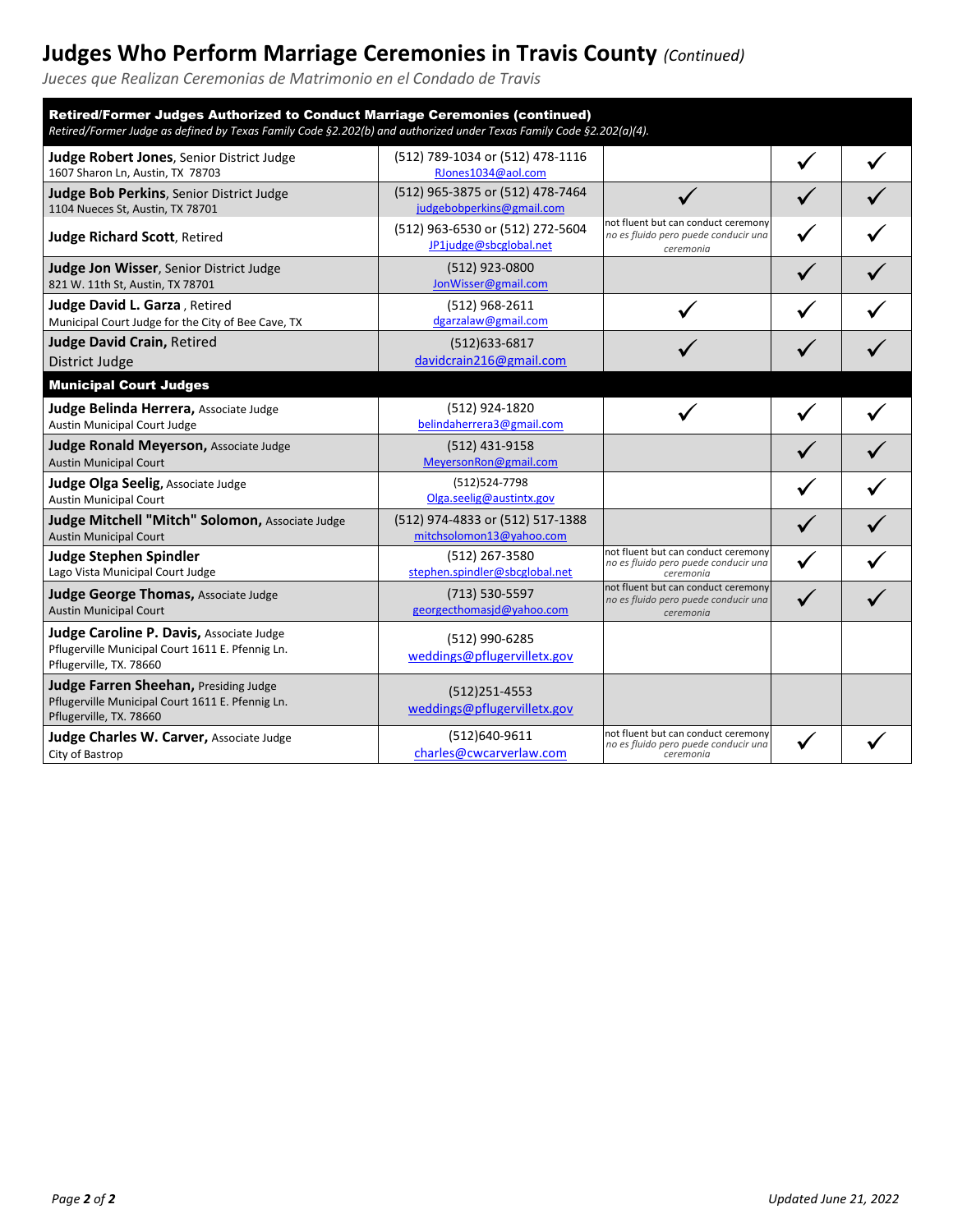# Judges Who Perform Marriage Ceremonies in Travis County *(Continued)*

*Jueces que Realizan Ceremonias de Matrimonio en el Condado de Travis*

| | | | | |
|---|---|---|---|---|
| **Retired/Former Judges Authorized to Conduct Marriage Ceremonies (continued)** *Retired/Former Judge as defined by Texas Family Code §2.202(b) and authorized under Texas Family Code §2.202(a)(4).* | | | | |
| **Judge Robert Jones**, Senior District Judge 1607 Sharon Ln, Austin, TX 78703 | (512) 789-1034 or (512) 478-1116 RJones1034@aol.com | | ✓ | ✓ |
| **Judge Bob Perkins**, Senior District Judge 1104 Nueces St, Austin, TX 78701 | (512) 965-3875 or (512) 478-7464 judgebobperkins@gmail.com | ✓ | ✓ | ✓ |
| **Judge Richard Scott**, Retired | (512) 963-6530 or (512) 272-5604 JP1judge@sbcglobal.net | not fluent but can conduct ceremony *no es fluido pero puede conducir una ceremonia* | ✓ | ✓ |
| **Judge Jon Wisser**, Senior District Judge 821 W. 11th St, Austin, TX 78701 | (512) 923-0800 JonWisser@gmail.com | | ✓ | ✓ |
| **Judge David L. Garza**, Retired Municipal Court Judge for the City of Bee Cave, TX | (512) 968-2611 dgarzalaw@gmail.com | ✓ | ✓ | ✓ |
| **Judge David Crain,** Retired District Judge | (512)633-6817 davidcrain216@gmail.com | ✓ | ✓ | ✓ |
| **Municipal Court Judges** | | | | |
| **Judge Belinda Herrera,** Associate Judge Austin Municipal Court Judge | (512) 924-1820 belindaherrera3@gmail.com | ✓ | ✓ | ✓ |
| **Judge Ronald Meyerson,** Associate Judge Austin Municipal Court | (512) 431-9158 MeyersonRon@gmail.com | | ✓ | ✓ |
| **Judge Olga Seelig,** Associate Judge Austin Municipal Court | (512)524-7798 Olga.seelig@austintx.gov | | ✓ | ✓ |
| **Judge Mitchell "Mitch" Solomon,** Associate Judge Austin Municipal Court | (512) 974-4833 or (512) 517-1388 mitchsolomon13@yahoo.com | | ✓ | ✓ |
| **Judge Stephen Spindler** Lago Vista Municipal Court Judge | (512) 267-3580 stephen.spindler@sbcglobal.net | not fluent but can conduct ceremony *no es fluido pero puede conducir una ceremonia* | ✓ | ✓ |
| **Judge George Thomas,** Associate Judge Austin Municipal Court | (713) 530-5597 georgecthomasjd@yahoo.com | not fluent but can conduct ceremony *no es fluido pero puede conducir una ceremonia* | ✓ | ✓ |
| **Judge Caroline P. Davis,** Associate Judge Pflugerville Municipal Court 1611 E. Pfennig Ln. Pflugerville, TX. 78660 | (512) 990-6285 weddings@pflugervilletx.gov | | | |
| **Judge Farren Sheehan,** Presiding Judge Pflugerville Municipal Court 1611 E. Pfennig Ln. Pflugerville, TX. 78660 | (512)251-4553 weddings@pflugervilletx.gov | | | |
| **Judge Charles W. Carver,** Associate Judge City of Bastrop | (512)640-9611 charles@cwcarverlaw.com | not fluent but can conduct ceremony *no es fluido pero puede conducir una ceremonia* | ✓ | ✓ |

*Updated June 21, 2022*